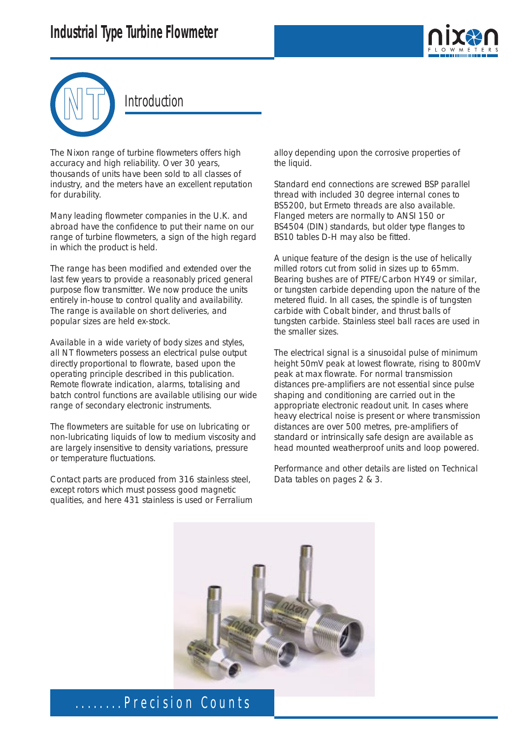# Industrial Type Turbine Flowmeter

## NT Introduction

The Nixon range of turbine flowmeters offers high accuracy and high reliability. Over 30 years, thousands of units have been sold to all classes of industry, and the meters have an excellent reputation for durability.

Many leading flowmeter companies in the U.K. and abroad have the confidence to put their name on our range of turbine flowmeters, a sign of the high regard in which the product is held.

The range has been modified and extended over the last few years to provide a reasonably priced general purpose flow transmitter. We now produce the units entirely in-house to control quality and availability. The range is available on short deliveries, and popular sizes are held ex-stock.

Available in a wide variety of body sizes and styles, all NT flowmeters possess an electrical pulse output directly proportional to flowrate, based upon the operating principle described in this publication. Remote flowrate indication, alarms, totalising and batch control functions are available utilising our wide range of secondary electronic instruments.

The flowmeters are suitable for use on lubricating or non-lubricating liquids of low to medium viscosity and are largely insensitive to density variations, pressure or temperature fluctuations.

Contact parts are produced from 316 stainless steel, except rotors which must possess good magnetic qualities, and here 431 stainless is used or Ferralium alloy depending upon the corrosive properties of the liquid.

Standard end connections are screwed BSP parallel thread with included 30 degree internal cones to BS5200, but Ermeto threads are also available. Flanged meters are normally to ANSI 150 or BS4504 (DIN) standards, but older type flanges to BS10 tables D-H may also be fitted.

A unique feature of the design is the use of helically milled rotors cut from solid in sizes up to 65mm. Bearing bushes are of PTFE/Carbon HY49 or similar, or tungsten carbide depending upon the nature of the metered fluid. In all cases, the spindle is of tungsten carbide with Cobalt binder, and thrust balls of tungsten carbide. Stainless steel ball races are used in the smaller sizes.

The electrical signal is a sinusoidal pulse of minimum height 50mV peak at lowest flowrate, rising to 800mV peak at max flowrate. For normal transmission distances pre-amplifiers are not essential since pulse shaping and conditioning are carried out in the appropriate electronic readout unit. In cases where heavy electrical noise is present or where transmission distances are over 500 metres, pre-amplifiers of standard or intrinsically safe design are available as head mounted weatherproof units and loop powered.

Performance and other details are listed on Technical Data tables on pages 2 & 3.

........Precision Counts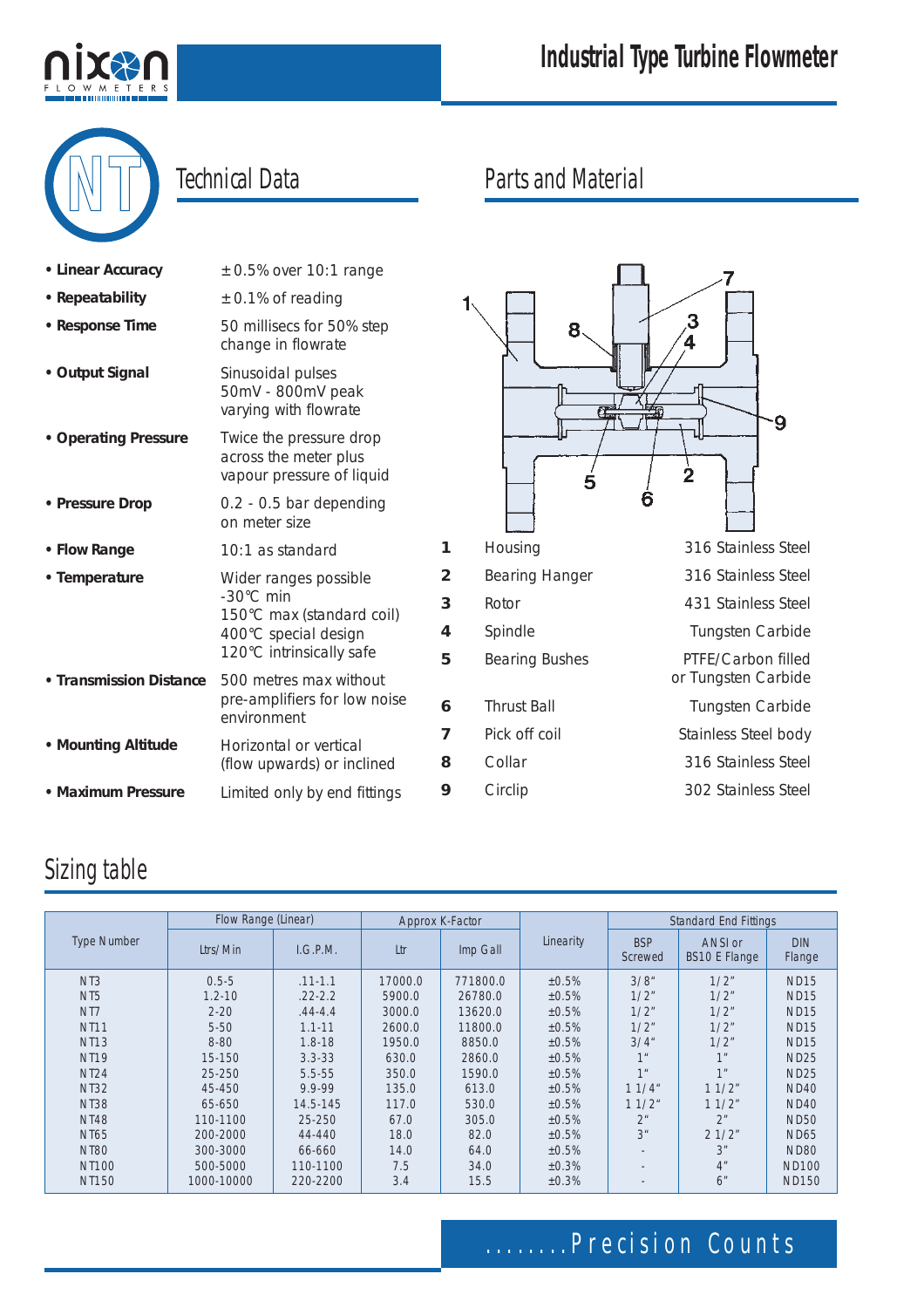# Industrial Type Turbine Flowmeter

## Technical Data

- **Linear Accuracy** — ± 0.5% over 10:1 range
- **Repeatability** — ± 0.1% of reading
- **Response Time** — 50 millisecs for 50% step change in flowrate
- **Output Signal** — Sinusoidal pulses 50mV - 800mV peak varying with flowrate
- **Operating Pressure** — Twice the pressure drop across the meter plus vapour pressure of liquid
- **Pressure Drop** — 0.2 - 0.5 bar depending on meter size
- **Flow Range** — 10:1 as standard
- **Temperature** — Wider ranges possible -30°C min 150°C max (standard coil) 400°C special design 120°C intrinsically safe
- **Transmission Distance** — 500 metres max without pre-amplifiers for low noise environment
- **Mounting Altitude** — Horizontal or vertical (flow upwards) or inclined
- **Maximum Pressure** — Limited only by end fittings

## Parts and Material

| | Part | Material |
|---|---|---|
| 1 | Housing | 316 Stainless Steel |
| 2 | Bearing Hanger | 316 Stainless Steel |
| 3 | Rotor | 431 Stainless Steel |
| 4 | Spindle | Tungsten Carbide |
| 5 | Bearing Bushes | PTFE/Carbon filled or Tungsten Carbide |
| 6 | Thrust Ball | Tungsten Carbide |
| 7 | Pick off coil | Stainless Steel body |
| 8 | Collar | 316 Stainless Steel |
| 9 | Circlip | 302 Stainless Steel |

## Sizing table

| Type Number | Flow Range (Linear) | | Approx K-Factor | | Linearity | Standard End Fittings | | |
|---|---|---|---|---|---|---|---|---|
| | Ltrs/Min | I.G.P.M. | Ltr | Imp Gall | | BSP Screwed | ANSI or BS10 E Flange | DIN Flange |
| NT3 | 0.5-5 | .11-1.1 | 17000.0 | 771800.0 | ±0.5% | 3/8" | 1/2" | ND15 |
| NT5 | 1.2-10 | .22-2.2 | 5900.0 | 26780.0 | ±0.5% | 1/2" | 1/2" | ND15 |
| NT7 | 2-20 | .44-4.4 | 3000.0 | 13620.0 | ±0.5% | 1/2" | 1/2" | ND15 |
| NT11 | 5-50 | 1.1-11 | 2600.0 | 11800.0 | ±0.5% | 1/2" | 1/2" | ND15 |
| NT13 | 8-80 | 1.8-18 | 1950.0 | 8850.0 | ±0.5% | 3/4" | 1/2" | ND15 |
| NT19 | 15-150 | 3.3-33 | 630.0 | 2860.0 | ±0.5% | 1" | 1" | ND25 |
| NT24 | 25-250 | 5.5-55 | 350.0 | 1590.0 | ±0.5% | 1" | 1" | ND25 |
| NT32 | 45-450 | 9.9-99 | 135.0 | 613.0 | ±0.5% | 1 1/4" | 1 1/2" | ND40 |
| NT38 | 65-650 | 14.5-145 | 117.0 | 530.0 | ±0.5% | 1 1/2" | 1 1/2" | ND40 |
| NT48 | 110-1100 | 25-250 | 67.0 | 305.0 | ±0.5% | 2" | 2" | ND50 |
| NT65 | 200-2000 | 44-440 | 18.0 | 82.0 | ±0.5% | 3" | 2 1/2" | ND65 |
| NT80 | 300-3000 | 66-660 | 14.0 | 64.0 | ±0.5% | - | 3" | ND80 |
| NT100 | 500-5000 | 110-1100 | 7.5 | 34.0 | ±0.3% | - | 4" | ND100 |
| NT150 | 1000-10000 | 220-2200 | 3.4 | 15.5 | ±0.3% | - | 6" | ND150 |

........Precision Counts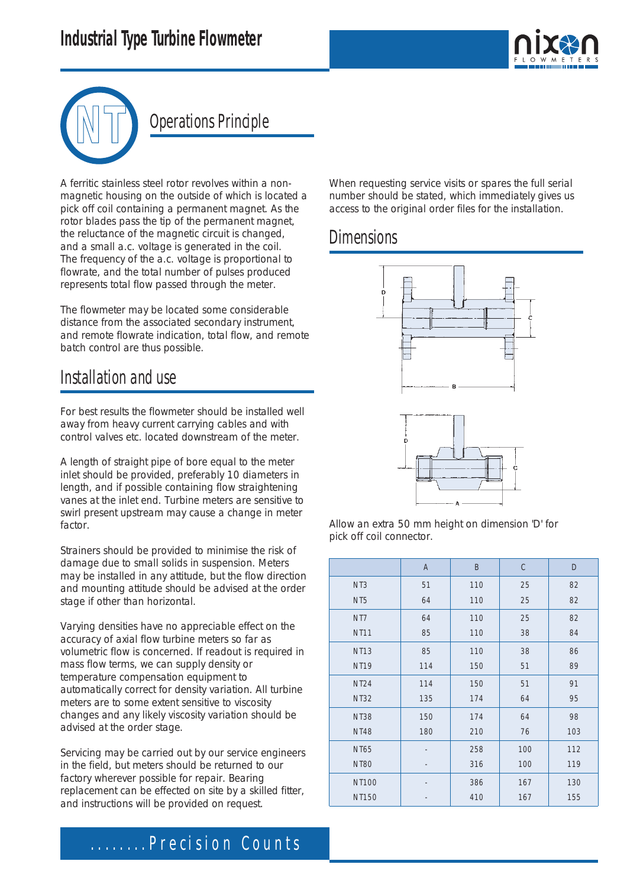# Industrial Type Turbine Flowmeter

## NT Operations Principle

A ferritic stainless steel rotor revolves within a non-magnetic housing on the outside of which is located a pick off coil containing a permanent magnet. As the rotor blades pass the tip of the permanent magnet, the reluctance of the magnetic circuit is changed, and a small a.c. voltage is generated in the coil. The frequency of the a.c. voltage is proportional to flowrate, and the total number of pulses produced represents total flow passed through the meter.

The flowmeter may be located some considerable distance from the associated secondary instrument, and remote flowrate indication, total flow, and remote batch control are thus possible.

## Installation and use

For best results the flowmeter should be installed well away from heavy current carrying cables and with control valves etc. located downstream of the meter.

A length of straight pipe of bore equal to the meter inlet should be provided, preferably 10 diameters in length, and if possible containing flow straightening vanes at the inlet end. Turbine meters are sensitive to swirl present upstream may cause a change in meter factor.

Strainers should be provided to minimise the risk of damage due to small solids in suspension. Meters may be installed in any attitude, but the flow direction and mounting attitude should be advised at the order stage if other than horizontal.

Varying densities have no appreciable effect on the accuracy of axial flow turbine meters so far as volumetric flow is concerned. If readout is required in mass flow terms, we can supply density or temperature compensation equipment to automatically correct for density variation. All turbine meters are to some extent sensitive to viscosity changes and any likely viscosity variation should be advised at the order stage.

Servicing may be carried out by our service engineers in the field, but meters should be returned to our factory wherever possible for repair. Bearing replacement can be effected on site by a skilled fitter, and instructions will be provided on request.

When requesting service visits or spares the full serial number should be stated, which immediately gives us access to the original order files for the installation.

## Dimensions

Allow an extra 50 mm height on dimension 'D' for pick off coil connector.

| | A | B | C | D |
|---|---|---|---|---|
| NT3 | 51 | 110 | 25 | 82 |
| NT5 | 64 | 110 | 25 | 82 |
| NT7 | 64 | 110 | 25 | 82 |
| NT11 | 85 | 110 | 38 | 84 |
| NT13 | 85 | 110 | 38 | 86 |
| NT19 | 114 | 150 | 51 | 89 |
| NT24 | 114 | 150 | 51 | 91 |
| NT32 | 135 | 174 | 64 | 95 |
| NT38 | 150 | 174 | 64 | 98 |
| NT48 | 180 | 210 | 76 | 103 |
| NT65 | - | 258 | 100 | 112 |
| NT80 | - | 316 | 100 | 119 |
| NT100 | - | 386 | 167 | 130 |
| NT150 | - | 410 | 167 | 155 |

........Precision Counts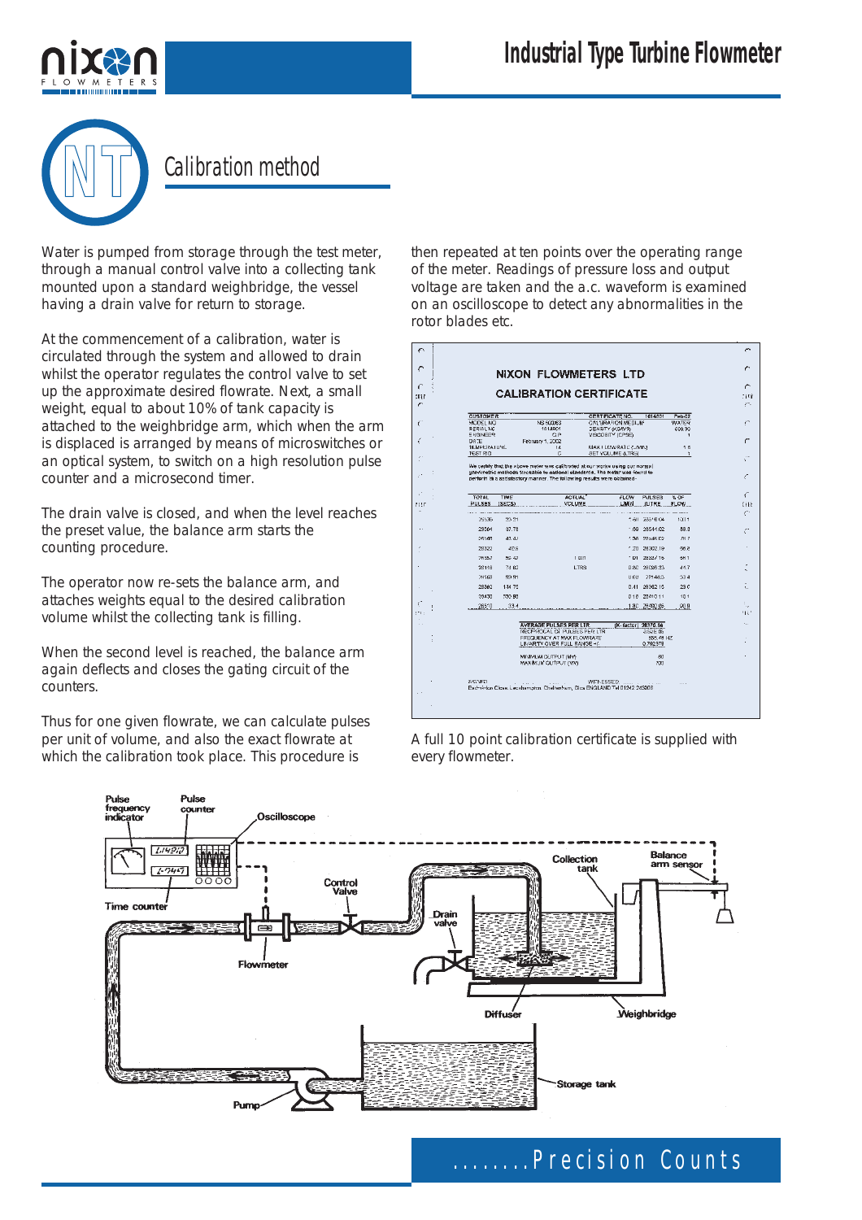# Industrial Type Turbine Flowmeter

## Calibration method

Water is pumped from storage through the test meter, through a manual control valve into a collecting tank mounted upon a standard weighbridge, the vessel having a drain valve for return to storage.

At the commencement of a calibration, water is circulated through the system and allowed to drain whilst the operator regulates the control valve to set up the approximate desired flowrate. Next, a small weight, equal to about 10% of tank capacity is attached to the weighbridge arm, which when the arm is displaced is arranged by means of microswitches or an optical system, to switch on a high resolution pulse counter and a microsecond timer.

The drain valve is closed, and when the level reaches the preset value, the balance arm starts the counting procedure.

The operator now re-sets the balance arm, and attaches weights equal to the desired calibration volume whilst the collecting tank is filling.

When the second level is reached, the balance arm again deflects and closes the gating circuit of the counters.

Thus for one given flowrate, we can calculate pulses per unit of volume, and also the exact flowrate at which the calibration took place. This procedure is then repeated at ten points over the operating range of the meter. Readings of pressure loss and output voltage are taken and the a.c. waveform is examined on an oscilloscope to detect any abnormalities in the rotor blades etc.

A full 10 point calibration certificate is supplied with every flowmeter.

Pulse frequency indicator

Pulse counter

Oscilloscope

Time counter

Control Valve

Flowmeter

Collection tank

Balance arm sensor

Drain valve

Diffuser

Weighbridge

Storage tank

Pump

........Precision Counts